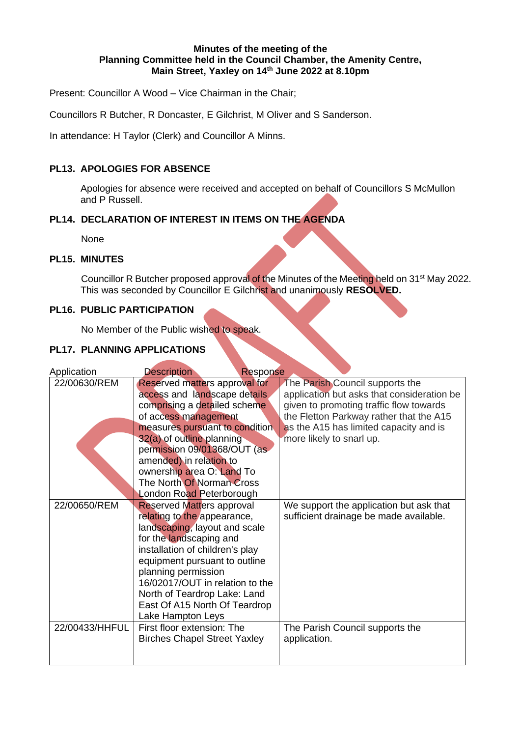**Minutes of the meeting of the Planning Committee held in the Council Chamber, the Amenity Centre, Main Street, Yaxley on 14th June 2022 at 8.10pm**

Present: Councillor A Wood – Vice Chairman in the Chair;

Councillors R Butcher, R Doncaster, E Gilchrist, M Oliver and S Sanderson.

In attendance: H Taylor (Clerk) and Councillor A Minns.

## PL13. APOLOGIES FOR ABSENCE

Apologies for absence were received and accepted on behalf of Councillors S McMullon and P Russell.

## PL14. DECLARATION OF INTEREST IN ITEMS ON THE AGENDA

None

## PL15. MINUTES

Councillor R Butcher proposed approval of the Minutes of the Meeting held on 31st May 2022. This was seconded by Councillor E Gilchrist and unanimously **RESOLVED.**

## PL16. PUBLIC PARTICIPATION

No Member of the Public wished to speak.

## PL17. PLANNING APPLICATIONS

| Application | Description | Response |
|---|---|---|
| 22/00630/REM | Reserved matters approval for access and landscape details comprising a detailed scheme of access management measures pursuant to condition 32(a) of outline planning permission 09/01368/OUT (as amended) in relation to ownership area O: Land To The North Of Norman Cross London Road Peterborough | The Parish Council supports the application but asks that consideration be given to promoting traffic flow towards the Fletton Parkway rather that the A15 as the A15 has limited capacity and is more likely to snarl up. |
| 22/00650/REM | Reserved Matters approval relating to the appearance, landscaping, layout and scale for the landscaping and installation of children's play equipment pursuant to outline planning permission 16/02017/OUT in relation to the North of Teardrop Lake: Land East Of A15 North Of Teardrop Lake Hampton Leys | We support the application but ask that sufficient drainage be made available. |
| 22/00433/HHFUL | First floor extension: The Birches Chapel Street Yaxley | The Parish Council supports the application. |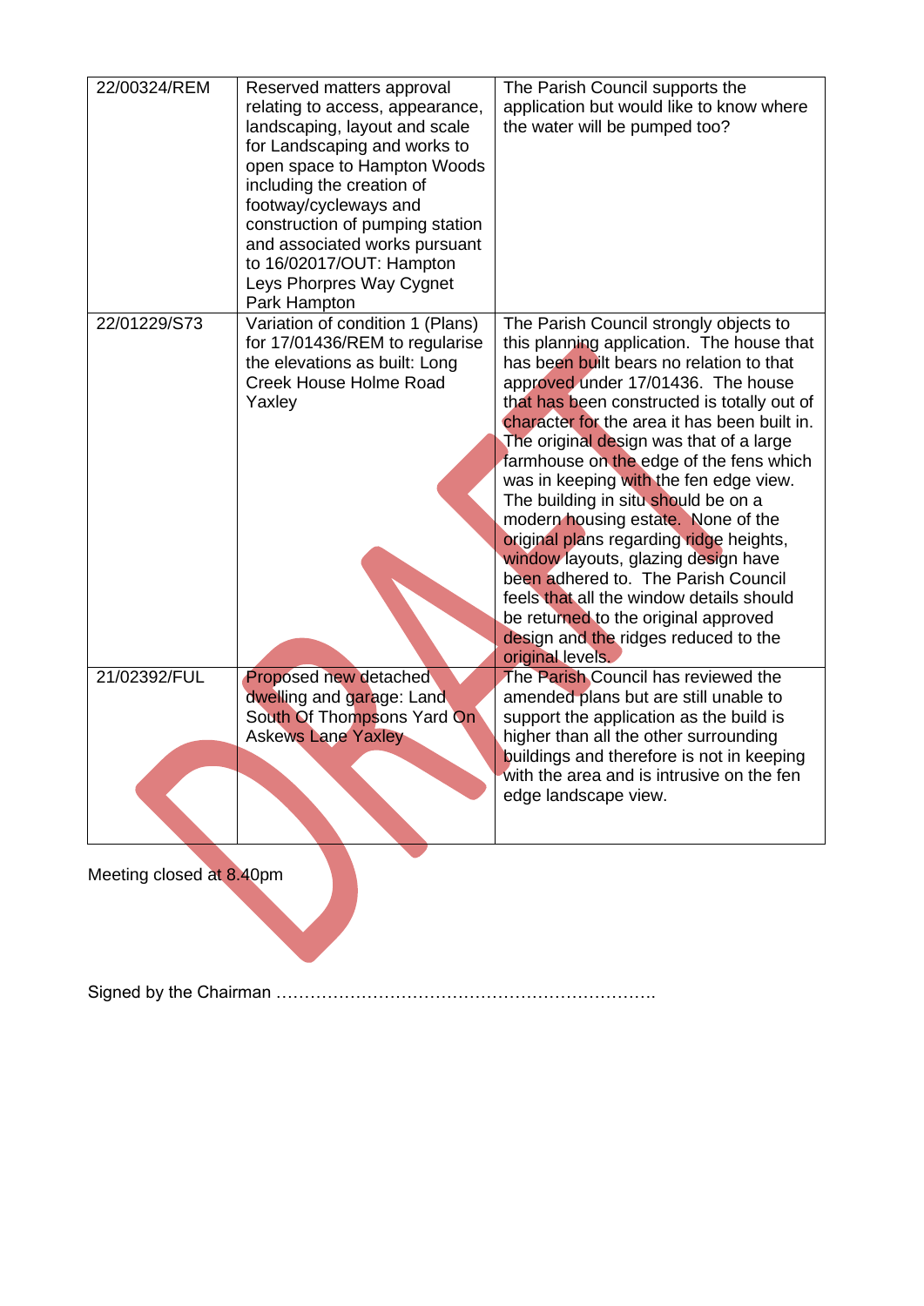| | | |
|---|---|---|
| 22/00324/REM | Reserved matters approval relating to access, appearance, landscaping, layout and scale for Landscaping and works to open space to Hampton Woods including the creation of footway/cycleways and construction of pumping station and associated works pursuant to 16/02017/OUT: Hampton Leys Phorpres Way Cygnet Park Hampton | The Parish Council supports the application but would like to know where the water will be pumped too? |
| 22/01229/S73 | Variation of condition 1 (Plans) for 17/01436/REM to regularise the elevations as built: Long Creek House Holme Road Yaxley | The Parish Council strongly objects to this planning application. The house that has been built bears no relation to that approved under 17/01436. The house that has been constructed is totally out of character for the area it has been built in. The original design was that of a large farmhouse on the edge of the fens which was in keeping with the fen edge view. The building in situ should be on a modern housing estate. None of the original plans regarding ridge heights, window layouts, glazing design have been adhered to. The Parish Council feels that all the window details should be returned to the original approved design and the ridges reduced to the original levels. |
| 21/02392/FUL | Proposed new detached dwelling and garage: Land South Of Thompsons Yard On Askews Lane Yaxley | The Parish Council has reviewed the amended plans but are still unable to support the application as the build is higher than all the other surrounding buildings and therefore is not in keeping with the area and is intrusive on the fen edge landscape view. |

Meeting closed at 8.40pm

Signed by the Chairman ………………………………………………………….